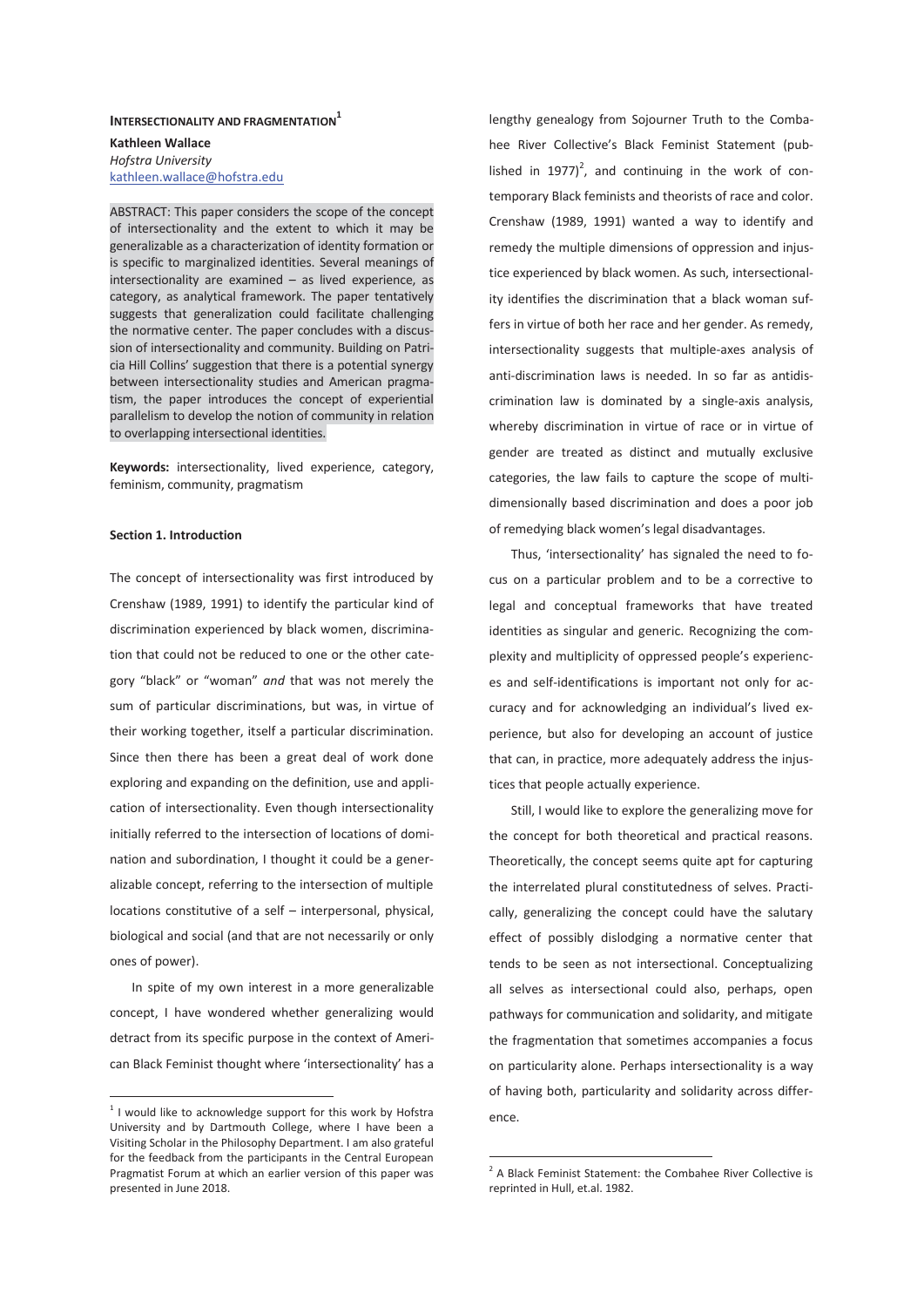# INTERSECTIONALITY AND FRAGMENTATION[1]

**Kathleen Wallace**
*Hofstra University*
kathleen.wallace@hofstra.edu

ABSTRACT: This paper considers the scope of the concept of intersectionality and the extent to which it may be generalizable as a characterization of identity formation or is specific to marginalized identities. Several meanings of intersectionality are examined – as lived experience, as category, as analytical framework. The paper tentatively suggests that generalization could facilitate challenging the normative center. The paper concludes with a discussion of intersectionality and community. Building on Patricia Hill Collins' suggestion that there is a potential synergy between intersectionality studies and American pragmatism, the paper introduces the concept of experiential parallelism to develop the notion of community in relation to overlapping intersectional identities.

**Keywords:** intersectionality, lived experience, category, feminism, community, pragmatism

## Section 1. Introduction

The concept of intersectionality was first introduced by Crenshaw (1989, 1991) to identify the particular kind of discrimination experienced by black women, discrimination that could not be reduced to one or the other category "black" or "woman" *and* that was not merely the sum of particular discriminations, but was, in virtue of their working together, itself a particular discrimination. Since then there has been a great deal of work done exploring and expanding on the definition, use and application of intersectionality. Even though intersectionality initially referred to the intersection of locations of domination and subordination, I thought it could be a generalizable concept, referring to the intersection of multiple locations constitutive of a self – interpersonal, physical, biological and social (and that are not necessarily or only ones of power).

In spite of my own interest in a more generalizable concept, I have wondered whether generalizing would detract from its specific purpose in the context of American Black Feminist thought where 'intersectionality' has a lengthy genealogy from Sojourner Truth to the Combahee River Collective's Black Feminist Statement (published in 1977)[2], and continuing in the work of contemporary Black feminists and theorists of race and color. Crenshaw (1989, 1991) wanted a way to identify and remedy the multiple dimensions of oppression and injustice experienced by black women. As such, intersectionality identifies the discrimination that a black woman suffers in virtue of both her race and her gender. As remedy, intersectionality suggests that multiple-axes analysis of anti-discrimination laws is needed. In so far as antidiscrimination law is dominated by a single-axis analysis, whereby discrimination in virtue of race or in virtue of gender are treated as distinct and mutually exclusive categories, the law fails to capture the scope of multidimensionally based discrimination and does a poor job of remedying black women's legal disadvantages.

Thus, 'intersectionality' has signaled the need to focus on a particular problem and to be a corrective to legal and conceptual frameworks that have treated identities as singular and generic. Recognizing the complexity and multiplicity of oppressed people's experiences and self-identifications is important not only for accuracy and for acknowledging an individual's lived experience, but also for developing an account of justice that can, in practice, more adequately address the injustices that people actually experience.

Still, I would like to explore the generalizing move for the concept for both theoretical and practical reasons. Theoretically, the concept seems quite apt for capturing the interrelated plural constitutedness of selves. Practically, generalizing the concept could have the salutary effect of possibly dislodging a normative center that tends to be seen as not intersectional. Conceptualizing all selves as intersectional could also, perhaps, open pathways for communication and solidarity, and mitigate the fragmentation that sometimes accompanies a focus on particularity alone. Perhaps intersectionality is a way of having both, particularity and solidarity across difference.

---

[1] I would like to acknowledge support for this work by Hofstra University and by Dartmouth College, where I have been a Visiting Scholar in the Philosophy Department. I am also grateful for the feedback from the participants in the Central European Pragmatist Forum at which an earlier version of this paper was presented in June 2018.

[2] A Black Feminist Statement: the Combahee River Collective is reprinted in Hull, et.al. 1982.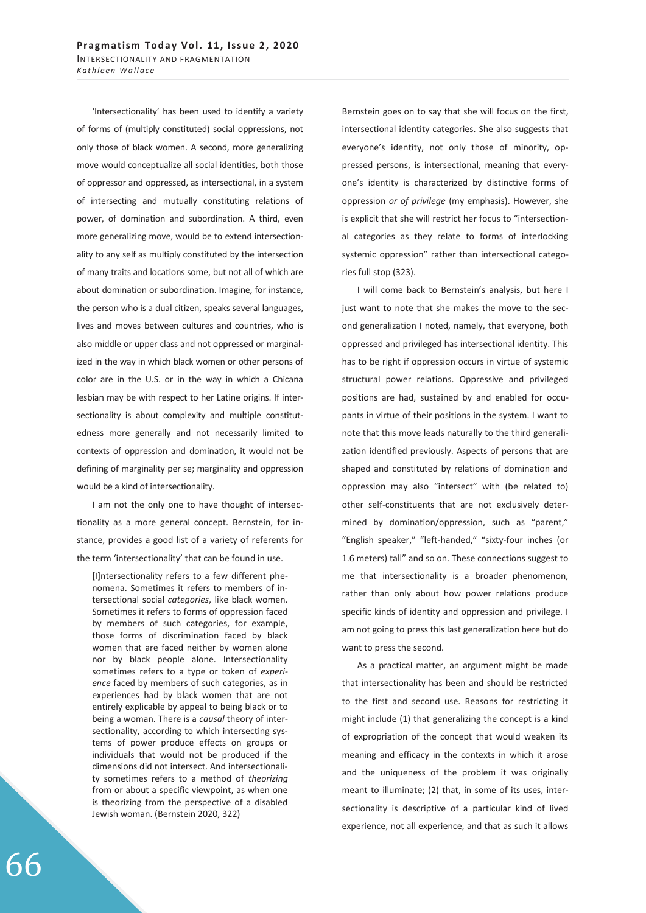'Intersectionality' has been used to identify a variety of forms of (multiply constituted) social oppressions, not only those of black women. A second, more generalizing move would conceptualize all social identities, both those of oppressor and oppressed, as intersectional, in a system of intersecting and mutually constituting relations of power, of domination and subordination. A third, even more generalizing move, would be to extend intersectionality to any self as multiply constituted by the intersection of many traits and locations some, but not all of which are about domination or subordination. Imagine, for instance, the person who is a dual citizen, speaks several languages, lives and moves between cultures and countries, who is also middle or upper class and not oppressed or marginalized in the way in which black women or other persons of color are in the U.S. or in the way in which a Chicana lesbian may be with respect to her Latine origins. If intersectionality is about complexity and multiple constitutedness more generally and not necessarily limited to contexts of oppression and domination, it would not be defining of marginality per se; marginality and oppression would be a kind of intersectionality.

I am not the only one to have thought of intersectionality as a more general concept. Bernstein, for instance, provides a good list of a variety of referents for the term 'intersectionality' that can be found in use.

> [I]ntersectionality refers to a few different phenomena. Sometimes it refers to members of intersectional social *categories*, like black women. Sometimes it refers to forms of oppression faced by members of such categories, for example, those forms of discrimination faced by black women that are faced neither by women alone nor by black people alone. Intersectionality sometimes refers to a type or token of *experience* faced by members of such categories, as in experiences had by black women that are not entirely explicable by appeal to being black or to being a woman. There is a *causal* theory of intersectionality, according to which intersecting systems of power produce effects on groups or individuals that would not be produced if the dimensions did not intersect. And intersectionality sometimes refers to a method of *theorizing* from or about a specific viewpoint, as when one is theorizing from the perspective of a disabled Jewish woman. (Bernstein 2020, 322)

Bernstein goes on to say that she will focus on the first, intersectional identity categories. She also suggests that everyone's identity, not only those of minority, oppressed persons, is intersectional, meaning that everyone's identity is characterized by distinctive forms of oppression *or of privilege* (my emphasis). However, she is explicit that she will restrict her focus to "intersectional categories as they relate to forms of interlocking systemic oppression" rather than intersectional categories full stop (323).

I will come back to Bernstein's analysis, but here I just want to note that she makes the move to the second generalization I noted, namely, that everyone, both oppressed and privileged has intersectional identity. This has to be right if oppression occurs in virtue of systemic structural power relations. Oppressive and privileged positions are had, sustained by and enabled for occupants in virtue of their positions in the system. I want to note that this move leads naturally to the third generalization identified previously. Aspects of persons that are shaped and constituted by relations of domination and oppression may also "intersect" with (be related to) other self-constituents that are not exclusively determined by domination/oppression, such as "parent," "English speaker," "left-handed," "sixty-four inches (or 1.6 meters) tall" and so on. These connections suggest to me that intersectionality is a broader phenomenon, rather than only about how power relations produce specific kinds of identity and oppression and privilege. I am not going to press this last generalization here but do want to press the second.

As a practical matter, an argument might be made that intersectionality has been and should be restricted to the first and second use. Reasons for restricting it might include (1) that generalizing the concept is a kind of expropriation of the concept that would weaken its meaning and efficacy in the contexts in which it arose and the uniqueness of the problem it was originally meant to illuminate; (2) that, in some of its uses, intersectionality is descriptive of a particular kind of lived experience, not all experience, and that as such it allows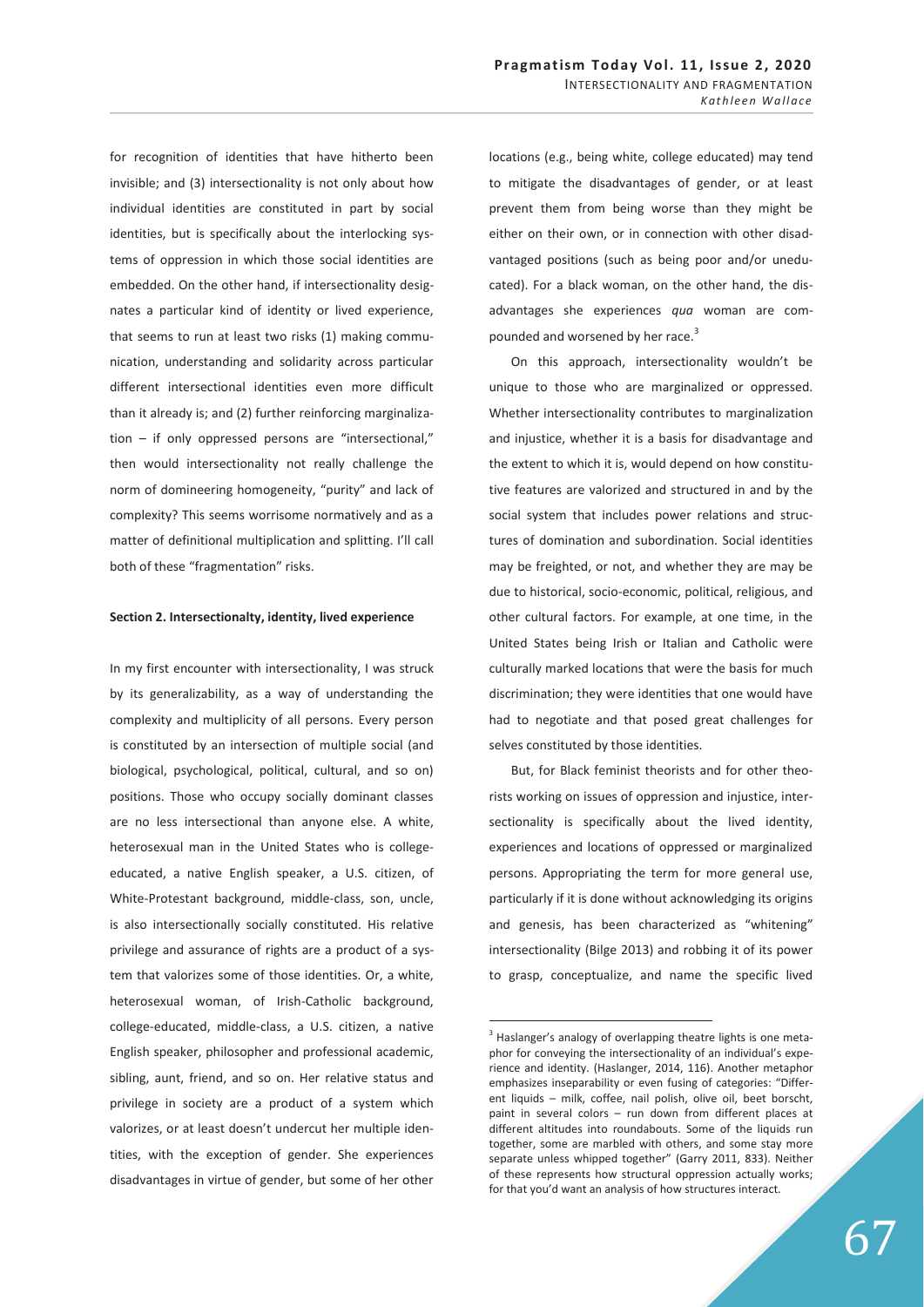for recognition of identities that have hitherto been invisible; and (3) intersectionality is not only about how individual identities are constituted in part by social identities, but is specifically about the interlocking systems of oppression in which those social identities are embedded. On the other hand, if intersectionality designates a particular kind of identity or lived experience, that seems to run at least two risks (1) making communication, understanding and solidarity across particular different intersectional identities even more difficult than it already is; and (2) further reinforcing marginalization – if only oppressed persons are "intersectional," then would intersectionality not really challenge the norm of domineering homogeneity, "purity" and lack of complexity? This seems worrisome normatively and as a matter of definitional multiplication and splitting. I'll call both of these "fragmentation" risks.

**Section 2. Intersectionalty, identity, lived experience**

In my first encounter with intersectionality, I was struck by its generalizability, as a way of understanding the complexity and multiplicity of all persons. Every person is constituted by an intersection of multiple social (and biological, psychological, political, cultural, and so on) positions. Those who occupy socially dominant classes are no less intersectional than anyone else. A white, heterosexual man in the United States who is college-educated, a native English speaker, a U.S. citizen, of White-Protestant background, middle-class, son, uncle, is also intersectionally socially constituted. His relative privilege and assurance of rights are a product of a system that valorizes some of those identities. Or, a white, heterosexual woman, of Irish-Catholic background, college-educated, middle-class, a U.S. citizen, a native English speaker, philosopher and professional academic, sibling, aunt, friend, and so on. Her relative status and privilege in society are a product of a system which valorizes, or at least doesn't undercut her multiple identities, with the exception of gender. She experiences disadvantages in virtue of gender, but some of her other locations (e.g., being white, college educated) may tend to mitigate the disadvantages of gender, or at least prevent them from being worse than they might be either on their own, or in connection with other disadvantaged positions (such as being poor and/or uneducated). For a black woman, on the other hand, the disadvantages she experiences *qua* woman are compounded and worsened by her race.[3]

On this approach, intersectionality wouldn't be unique to those who are marginalized or oppressed. Whether intersectionality contributes to marginalization and injustice, whether it is a basis for disadvantage and the extent to which it is, would depend on how constitutive features are valorized and structured in and by the social system that includes power relations and structures of domination and subordination. Social identities may be freighted, or not, and whether they are may be due to historical, socio-economic, political, religious, and other cultural factors. For example, at one time, in the United States being Irish or Italian and Catholic were culturally marked locations that were the basis for much discrimination; they were identities that one would have had to negotiate and that posed great challenges for selves constituted by those identities.

But, for Black feminist theorists and for other theorists working on issues of oppression and injustice, intersectionality is specifically about the lived identity, experiences and locations of oppressed or marginalized persons. Appropriating the term for more general use, particularly if it is done without acknowledging its origins and genesis, has been characterized as "whitening" intersectionality (Bilge 2013) and robbing it of its power to grasp, conceptualize, and name the specific lived

[3] Haslanger's analogy of overlapping theatre lights is one metaphor for conveying the intersectionality of an individual's experience and identity. (Haslanger, 2014, 116). Another metaphor emphasizes inseparability or even fusing of categories: "Different liquids – milk, coffee, nail polish, olive oil, beet borscht, paint in several colors – run down from different places at different altitudes into roundabouts. Some of the liquids run together, some are marbled with others, and some stay more separate unless whipped together" (Garry 2011, 833). Neither of these represents how structural oppression actually works; for that you'd want an analysis of how structures interact.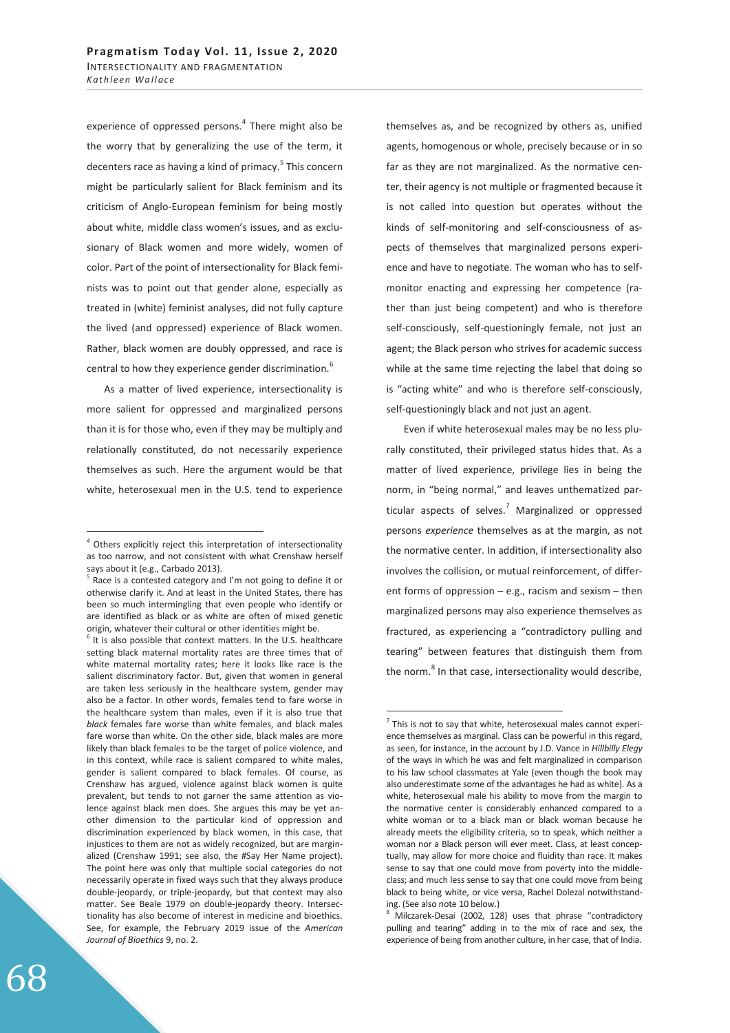experience of oppressed persons.[4] There might also be the worry that by generalizing the use of the term, it decenters race as having a kind of primacy.[5] This concern might be particularly salient for Black feminism and its criticism of Anglo-European feminism for being mostly about white, middle class women's issues, and as exclusionary of Black women and more widely, women of color. Part of the point of intersectionality for Black feminists was to point out that gender alone, especially as treated in (white) feminist analyses, did not fully capture the lived (and oppressed) experience of Black women. Rather, black women are doubly oppressed, and race is central to how they experience gender discrimination.[6]

As a matter of lived experience, intersectionality is more salient for oppressed and marginalized persons than it is for those who, even if they may be multiply and relationally constituted, do not necessarily experience themselves as such. Here the argument would be that white, heterosexual men in the U.S. tend to experience themselves as, and be recognized by others as, unified agents, homogenous or whole, precisely because or in so far as they are not marginalized. As the normative center, their agency is not multiple or fragmented because it is not called into question but operates without the kinds of self-monitoring and self-consciousness of aspects of themselves that marginalized persons experience and have to negotiate. The woman who has to self-monitor enacting and expressing her competence (rather than just being competent) and who is therefore self-consciously, self-questioningly female, not just an agent; the Black person who strives for academic success while at the same time rejecting the label that doing so is "acting white" and who is therefore self-consciously, self-questioningly black and not just an agent.

Even if white heterosexual males may be no less plurally constituted, their privileged status hides that. As a matter of lived experience, privilege lies in being the norm, in "being normal," and leaves unthematized particular aspects of selves.[7] Marginalized or oppressed persons *experience* themselves as at the margin, as not the normative center. In addition, if intersectionality also involves the collision, or mutual reinforcement, of different forms of oppression – e.g., racism and sexism – then marginalized persons may also experience themselves as fractured, as experiencing a "contradictory pulling and tearing" between features that distinguish them from the norm.[8] In that case, intersectionality would describe,

---

[4] Others explicitly reject this interpretation of intersectionality as too narrow, and not consistent with what Crenshaw herself says about it (e.g., Carbado 2013).

[5] Race is a contested category and I'm not going to define it or otherwise clarify it. And at least in the United States, there has been so much intermingling that even people who identify or are identified as black or as white are often of mixed genetic origin, whatever their cultural or other identities might be.

[6] It is also possible that context matters. In the U.S. healthcare setting black maternal mortality rates are three times that of white maternal mortality rates; here it looks like race is the salient discriminatory factor. But, given that women in general are taken less seriously in the healthcare system, gender may also be a factor. In other words, females tend to fare worse in the healthcare system than males, even if it is also true that *black* females fare worse than white females, and black males fare worse than white. On the other side, black males are more likely than black females to be the target of police violence, and in this context, while race is salient compared to white males, gender is salient compared to black females. Of course, as Crenshaw has argued, violence against black women is quite prevalent, but tends to not garner the same attention as violence against black men does. She argues this may be yet another dimension to the particular kind of oppression and discrimination experienced by black women, in this case, that injustices to them are not as widely recognized, but are marginalized (Crenshaw 1991; see also, the #Say Her Name project). The point here was only that multiple social categories do not necessarily operate in fixed ways such that they always produce double-jeopardy, or triple-jeopardy, but that context may also matter. See Beale 1979 on double-jeopardy theory. Intersectionality has also become of interest in medicine and bioethics. See, for example, the February 2019 issue of the *American Journal of Bioethics* 9, no. 2.

[7] This is not to say that white, heterosexual males cannot experience themselves as marginal. Class can be powerful in this regard, as seen, for instance, in the account by J.D. Vance in *Hillbilly Elegy* of the ways in which he was and felt marginalized in comparison to his law school classmates at Yale (even though the book may also underestimate some of the advantages he had as white). As a white, heterosexual male his ability to move from the margin to the normative center is considerably enhanced compared to a white woman or to a black man or black woman because he already meets the eligibility criteria, so to speak, which neither a woman nor a Black person will ever meet. Class, at least conceptually, may allow for more choice and fluidity than race. It makes sense to say that one could move from poverty into the middle-class; and much less sense to say that one could move from being black to being white, or vice versa, Rachel Dolezal notwithstanding. (See also note 10 below.)

[8] Milczarek-Desai (2002, 128) uses that phrase "contradictory pulling and tearing" adding in to the mix of race and sex, the experience of being from another culture, in her case, that of India.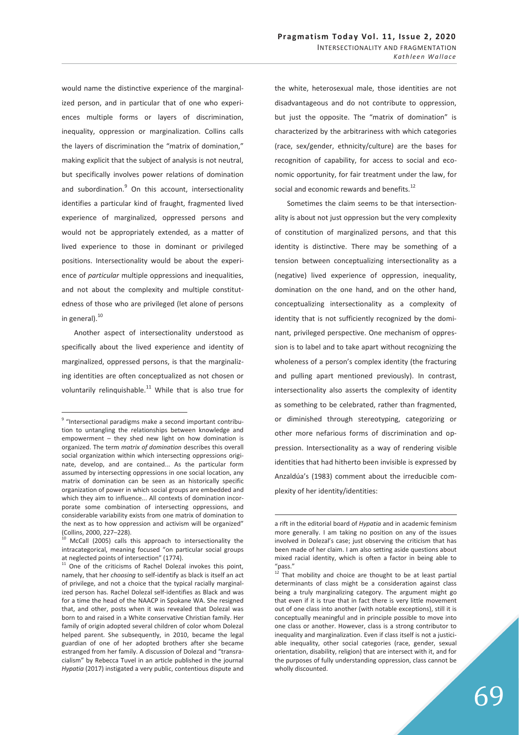would name the distinctive experience of the marginalized person, and in particular that of one who experiences multiple forms or layers of discrimination, inequality, oppression or marginalization. Collins calls the layers of discrimination the "matrix of domination," making explicit that the subject of analysis is not neutral, but specifically involves power relations of domination and subordination.[9] On this account, intersectionality identifies a particular kind of fraught, fragmented lived experience of marginalized, oppressed persons and would not be appropriately extended, as a matter of lived experience to those in dominant or privileged positions. Intersectionality would be about the experience of *particular* multiple oppressions and inequalities, and not about the complexity and multiple constitutedness of those who are privileged (let alone of persons in general).[10]

Another aspect of intersectionality understood as specifically about the lived experience and identity of marginalized, oppressed persons, is that the marginalizing identities are often conceptualized as not chosen or voluntarily relinquishable.[11] While that is also true for the white, heterosexual male, those identities are not disadvantageous and do not contribute to oppression, but just the opposite. The "matrix of domination" is characterized by the arbitrariness with which categories (race, sex/gender, ethnicity/culture) are the bases for recognition of capability, for access to social and economic opportunity, for fair treatment under the law, for social and economic rewards and benefits.[12]

Sometimes the claim seems to be that intersectionality is about not just oppression but the very complexity of constitution of marginalized persons, and that this identity is distinctive. There may be something of a tension between conceptualizing intersectionality as a (negative) lived experience of oppression, inequality, domination on the one hand, and on the other hand, conceptualizing intersectionality as a complexity of identity that is not sufficiently recognized by the dominant, privileged perspective. One mechanism of oppression is to label and to take apart without recognizing the wholeness of a person's complex identity (the fracturing and pulling apart mentioned previously). In contrast, intersectionality also asserts the complexity of identity as something to be celebrated, rather than fragmented, or diminished through stereotyping, categorizing or other more nefarious forms of discrimination and oppression. Intersectionality as a way of rendering visible identities that had hitherto been invisible is expressed by Anzaldúa's (1983) comment about the irreducible complexity of her identity/identities:

---

[9] "Intersectional paradigms make a second important contribution to untangling the relationships between knowledge and empowerment – they shed new light on how domination is organized. The term *matrix of domination* describes this overall social organization within which intersecting oppressions originate, develop, and are contained... As the particular form assumed by intersecting oppressions in one social location, any matrix of domination can be seen as an historically specific organization of power in which social groups are embedded and which they aim to influence... All contexts of domination incorporate some combination of intersecting oppressions, and considerable variability exists from one matrix of domination to the next as to how oppression and activism will be organized" (Collins, 2000, 227–228).

[10] McCall (2005) calls this approach to intersectionality the intracategorical, meaning focused "on particular social groups at neglected points of intersection" (1774).

[11] One of the criticisms of Rachel Dolezal invokes this point, namely, that her *choosing* to self-identify as black is itself an act of privilege, and not a choice that the typical racially marginalized person has. Rachel Dolezal self-identifies as Black and was for a time the head of the NAACP in Spokane WA. She resigned that, and other, posts when it was revealed that Dolezal was born to and raised in a White conservative Christian family. Her family of origin adopted several children of color whom Dolezal helped parent. She subsequently, in 2010, became the legal guardian of one of her adopted brothers after she became estranged from her family. A discussion of Dolezal and "transracialism" by Rebecca Tuvel in an article published in the journal *Hypatia* (2017) instigated a very public, contentious dispute and a rift in the editorial board of *Hypatia* and in academic feminism more generally. I am taking no position on any of the issues involved in Dolezal's case; just observing the criticism that has been made of her claim. I am also setting aside questions about mixed racial identity, which is often a factor in being able to "pass."

[12] That mobility and choice are thought to be at least partial determinants of class might be a consideration against class being a truly marginalizing category. The argument might go that even if it is true that in fact there is very little movement out of one class into another (with notable exceptions), still it is conceptually meaningful and in principle possible to move into one class or another. However, class is a strong contributor to inequality and marginalization. Even if class itself is not a justiciable inequality, other social categories (race, gender, sexual orientation, disability, religion) that are intersect with it, and for the purposes of fully understanding oppression, class cannot be wholly discounted.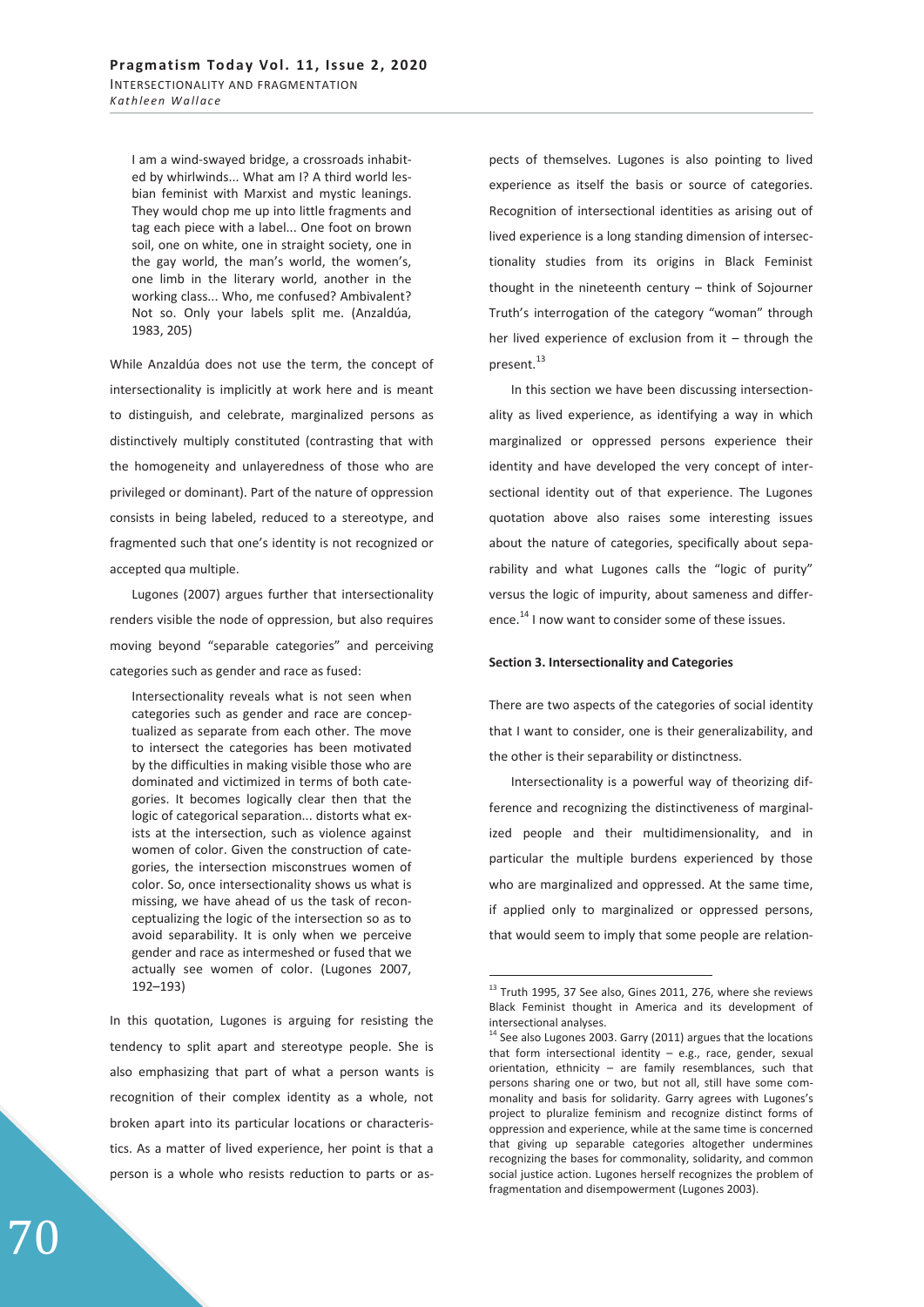> I am a wind-swayed bridge, a crossroads inhabited by whirlwinds... What am I? A third world lesbian feminist with Marxist and mystic leanings. They would chop me up into little fragments and tag each piece with a label... One foot on brown soil, one on white, one in straight society, one in the gay world, the man's world, the women's, one limb in the literary world, another in the working class... Who, me confused? Ambivalent? Not so. Only your labels split me. (Anzaldúa, 1983, 205)

While Anzaldúa does not use the term, the concept of intersectionality is implicitly at work here and is meant to distinguish, and celebrate, marginalized persons as distinctively multiply constituted (contrasting that with the homogeneity and unlayeredness of those who are privileged or dominant). Part of the nature of oppression consists in being labeled, reduced to a stereotype, and fragmented such that one's identity is not recognized or accepted qua multiple.

Lugones (2007) argues further that intersectionality renders visible the node of oppression, but also requires moving beyond "separable categories" and perceiving categories such as gender and race as fused:

> Intersectionality reveals what is not seen when categories such as gender and race are conceptualized as separate from each other. The move to intersect the categories has been motivated by the difficulties in making visible those who are dominated and victimized in terms of both categories. It becomes logically clear then that the logic of categorical separation... distorts what exists at the intersection, such as violence against women of color. Given the construction of categories, the intersection misconstrues women of color. So, once intersectionality shows us what is missing, we have ahead of us the task of reconceptualizing the logic of the intersection so as to avoid separability. It is only when we perceive gender and race as intermeshed or fused that we actually see women of color. (Lugones 2007, 192–193)

In this quotation, Lugones is arguing for resisting the tendency to split apart and stereotype people. She is also emphasizing that part of what a person wants is recognition of their complex identity as a whole, not broken apart into its particular locations or characteristics. As a matter of lived experience, her point is that a person is a whole who resists reduction to parts or aspects of themselves. Lugones is also pointing to lived experience as itself the basis or source of categories. Recognition of intersectional identities as arising out of lived experience is a long standing dimension of intersectionality studies from its origins in Black Feminist thought in the nineteenth century – think of Sojourner Truth's interrogation of the category "woman" through her lived experience of exclusion from it – through the present.[13]

In this section we have been discussing intersectionality as lived experience, as identifying a way in which marginalized or oppressed persons experience their identity and have developed the very concept of intersectional identity out of that experience. The Lugones quotation above also raises some interesting issues about the nature of categories, specifically about separability and what Lugones calls the "logic of purity" versus the logic of impurity, about sameness and difference.[14] I now want to consider some of these issues.

**Section 3. Intersectionality and Categories**

There are two aspects of the categories of social identity that I want to consider, one is their generalizability, and the other is their separability or distinctness.

Intersectionality is a powerful way of theorizing difference and recognizing the distinctiveness of marginalized people and their multidimensionality, and in particular the multiple burdens experienced by those who are marginalized and oppressed. At the same time, if applied only to marginalized or oppressed persons, that would seem to imply that some people are relation-

[13] Truth 1995, 37 See also, Gines 2011, 276, where she reviews Black Feminist thought in America and its development of intersectional analyses.

[14] See also Lugones 2003. Garry (2011) argues that the locations that form intersectional identity – e.g., race, gender, sexual orientation, ethnicity – are family resemblances, such that persons sharing one or two, but not all, still have some commonality and basis for solidarity. Garry agrees with Lugones's project to pluralize feminism and recognize distinct forms of oppression and experience, while at the same time is concerned that giving up separable categories altogether undermines recognizing the bases for commonality, solidarity, and common social justice action. Lugones herself recognizes the problem of fragmentation and disempowerment (Lugones 2003).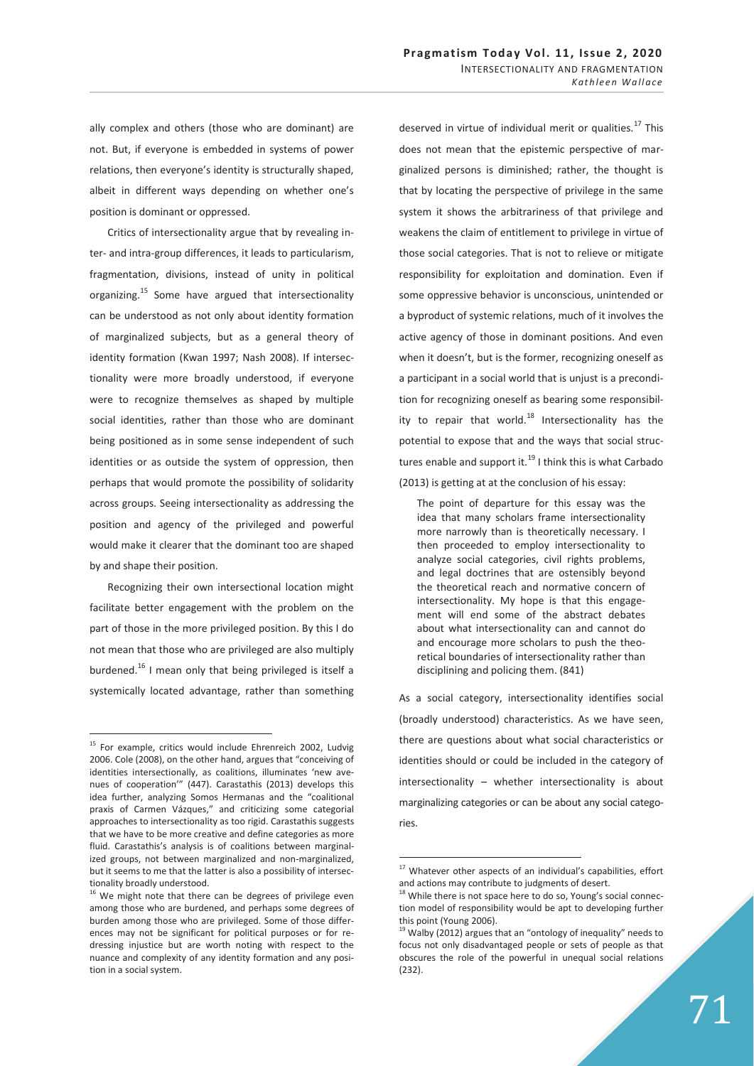ally complex and others (those who are dominant) are not. But, if everyone is embedded in systems of power relations, then everyone's identity is structurally shaped, albeit in different ways depending on whether one's position is dominant or oppressed.

Critics of intersectionality argue that by revealing inter- and intra-group differences, it leads to particularism, fragmentation, divisions, instead of unity in political organizing.[15] Some have argued that intersectionality can be understood as not only about identity formation of marginalized subjects, but as a general theory of identity formation (Kwan 1997; Nash 2008). If intersectionality were more broadly understood, if everyone were to recognize themselves as shaped by multiple social identities, rather than those who are dominant being positioned as in some sense independent of such identities or as outside the system of oppression, then perhaps that would promote the possibility of solidarity across groups. Seeing intersectionality as addressing the position and agency of the privileged and powerful would make it clearer that the dominant too are shaped by and shape their position.

Recognizing their own intersectional location might facilitate better engagement with the problem on the part of those in the more privileged position. By this I do not mean that those who are privileged are also multiply burdened.[16] I mean only that being privileged is itself a systemically located advantage, rather than something deserved in virtue of individual merit or qualities.[17] This does not mean that the epistemic perspective of marginalized persons is diminished; rather, the thought is that by locating the perspective of privilege in the same system it shows the arbitrariness of that privilege and weakens the claim of entitlement to privilege in virtue of those social categories. That is not to relieve or mitigate responsibility for exploitation and domination. Even if some oppressive behavior is unconscious, unintended or a byproduct of systemic relations, much of it involves the active agency of those in dominant positions. And even when it doesn't, but is the former, recognizing oneself as a participant in a social world that is unjust is a precondition for recognizing oneself as bearing some responsibility to repair that world.[18] Intersectionality has the potential to expose that and the ways that social structures enable and support it.[19] I think this is what Carbado (2013) is getting at at the conclusion of his essay:

> The point of departure for this essay was the idea that many scholars frame intersectionality more narrowly than is theoretically necessary. I then proceeded to employ intersectionality to analyze social categories, civil rights problems, and legal doctrines that are ostensibly beyond the theoretical reach and normative concern of intersectionality. My hope is that this engagement will end some of the abstract debates about what intersectionality can and cannot do and encourage more scholars to push the theoretical boundaries of intersectionality rather than disciplining and policing them. (841)

As a social category, intersectionality identifies social (broadly understood) characteristics. As we have seen, there are questions about what social characteristics or identities should or could be included in the category of intersectionality – whether intersectionality is about marginalizing categories or can be about any social categories.

---

[15] For example, critics would include Ehrenreich 2002, Ludvig 2006. Cole (2008), on the other hand, argues that "conceiving of identities intersectionally, as coalitions, illuminates 'new avenues of cooperation'" (447). Carastathis (2013) develops this idea further, analyzing Somos Hermanas and the "coalitional praxis of Carmen Vázques," and criticizing some categorial approaches to intersectionality as too rigid. Carastathis suggests that we have to be more creative and define categories as more fluid. Carastathis's analysis is of coalitions between marginalized groups, not between marginalized and non-marginalized, but it seems to me that the latter is also a possibility of intersectionality broadly understood.

[16] We might note that there can be degrees of privilege even among those who are burdened, and perhaps some degrees of burden among those who are privileged. Some of those differences may not be significant for political purposes or for redressing injustice but are worth noting with respect to the nuance and complexity of any identity formation and any position in a social system.

[17] Whatever other aspects of an individual's capabilities, effort and actions may contribute to judgments of desert.

[18] While there is not space here to do so, Young's social connection model of responsibility would be apt to developing further this point (Young 2006).

[19] Walby (2012) argues that an "ontology of inequality" needs to focus not only disadvantaged people or sets of people as that obscures the role of the powerful in unequal social relations (232).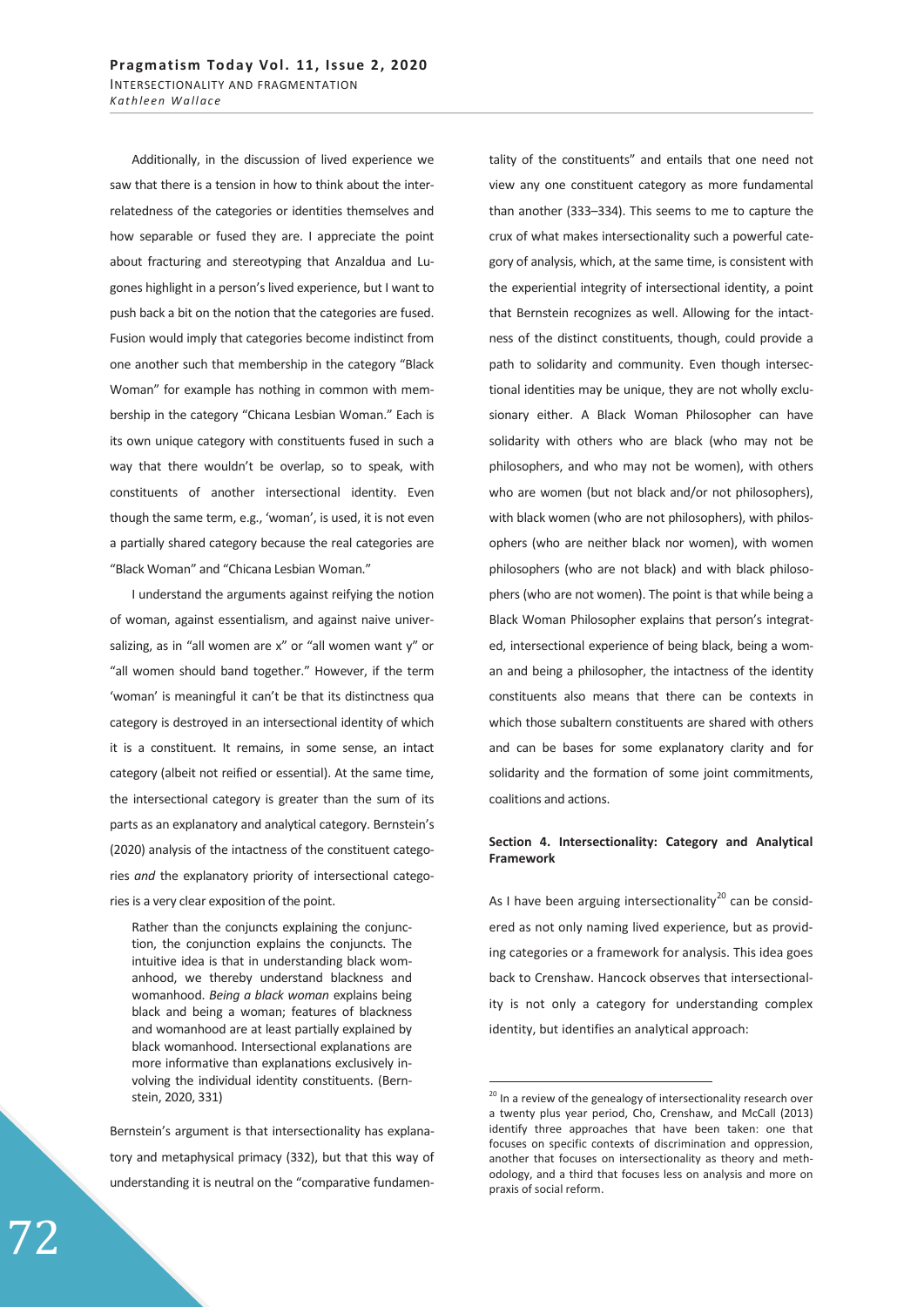Additionally, in the discussion of lived experience we saw that there is a tension in how to think about the interrelatedness of the categories or identities themselves and how separable or fused they are. I appreciate the point about fracturing and stereotyping that Anzaldua and Lugones highlight in a person's lived experience, but I want to push back a bit on the notion that the categories are fused. Fusion would imply that categories become indistinct from one another such that membership in the category "Black Woman" for example has nothing in common with membership in the category "Chicana Lesbian Woman." Each is its own unique category with constituents fused in such a way that there wouldn't be overlap, so to speak, with constituents of another intersectional identity. Even though the same term, e.g., 'woman', is used, it is not even a partially shared category because the real categories are "Black Woman" and "Chicana Lesbian Woman."

I understand the arguments against reifying the notion of woman, against essentialism, and against naive universalizing, as in "all women are x" or "all women want y" or "all women should band together." However, if the term 'woman' is meaningful it can't be that its distinctness qua category is destroyed in an intersectional identity of which it is a constituent. It remains, in some sense, an intact category (albeit not reified or essential). At the same time, the intersectional category is greater than the sum of its parts as an explanatory and analytical category. Bernstein's (2020) analysis of the intactness of the constituent categories *and* the explanatory priority of intersectional categories is a very clear exposition of the point.

> Rather than the conjuncts explaining the conjunction, the conjunction explains the conjuncts. The intuitive idea is that in understanding black womanhood, we thereby understand blackness and womanhood. *Being a black woman* explains being black and being a woman; features of blackness and womanhood are at least partially explained by black womanhood. Intersectional explanations are more informative than explanations exclusively involving the individual identity constituents. (Bernstein, 2020, 331)

Bernstein's argument is that intersectionality has explanatory and metaphysical primacy (332), but that this way of understanding it is neutral on the "comparative fundamentality of the constituents" and entails that one need not view any one constituent category as more fundamental than another (333–334). This seems to me to capture the crux of what makes intersectionality such a powerful category of analysis, which, at the same time, is consistent with the experiential integrity of intersectional identity, a point that Bernstein recognizes as well. Allowing for the intactness of the distinct constituents, though, could provide a path to solidarity and community. Even though intersectional identities may be unique, they are not wholly exclusionary either. A Black Woman Philosopher can have solidarity with others who are black (who may not be philosophers, and who may not be women), with others who are women (but not black and/or not philosophers), with black women (who are not philosophers), with philosophers (who are neither black nor women), with women philosophers (who are not black) and with black philosophers (who are not women). The point is that while being a Black Woman Philosopher explains that person's integrated, intersectional experience of being black, being a woman and being a philosopher, the intactness of the identity constituents also means that there can be contexts in which those subaltern constituents are shared with others and can be bases for some explanatory clarity and for solidarity and the formation of some joint commitments, coalitions and actions.

## Section 4. Intersectionality: Category and Analytical Framework

As I have been arguing intersectionality[20] can be considered as not only naming lived experience, but as providing categories or a framework for analysis. This idea goes back to Crenshaw. Hancock observes that intersectionality is not only a category for understanding complex identity, but identifies an analytical approach:

[20] In a review of the genealogy of intersectionality research over a twenty plus year period, Cho, Crenshaw, and McCall (2013) identify three approaches that have been taken: one that focuses on specific contexts of discrimination and oppression, another that focuses on intersectionality as theory and methodology, and a third that focuses less on analysis and more on praxis of social reform.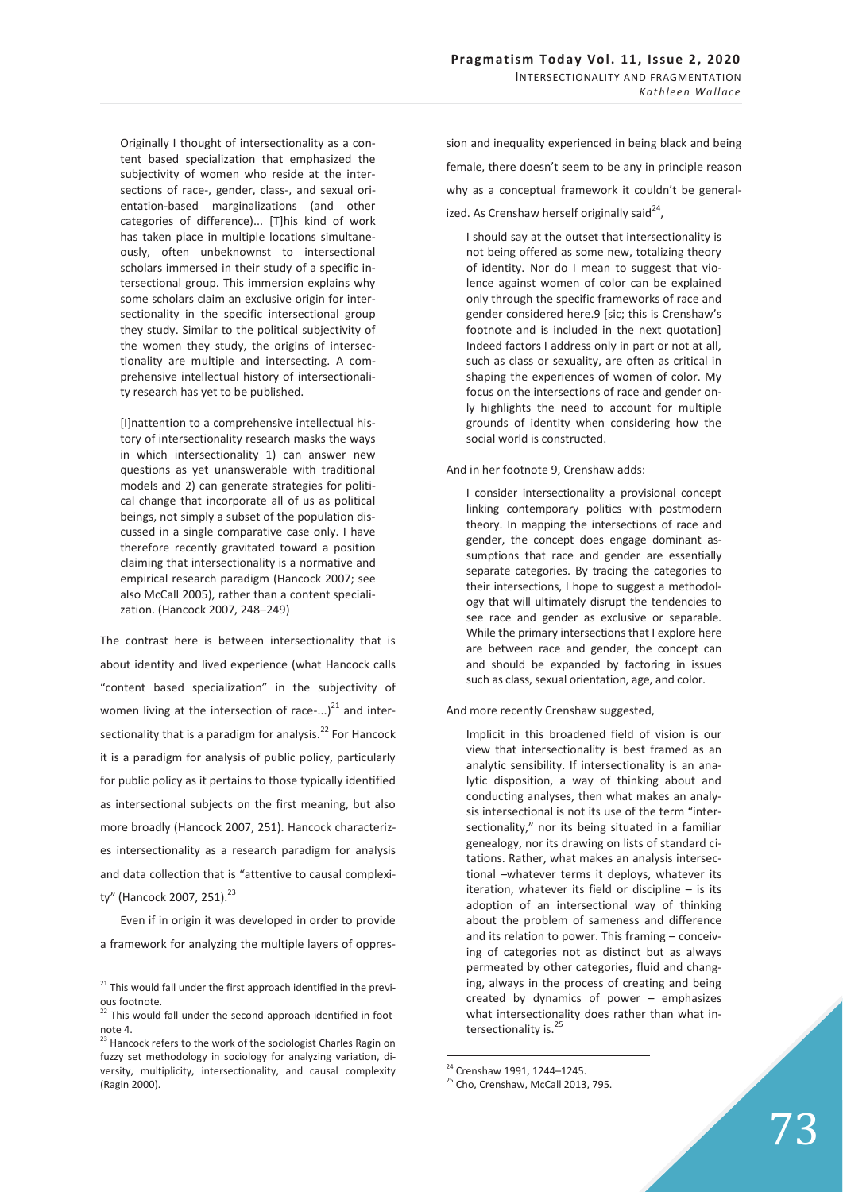> Originally I thought of intersectionality as a content based specialization that emphasized the subjectivity of women who reside at the intersections of race-, gender, class-, and sexual orientation-based marginalizations (and other categories of difference)... [T]his kind of work has taken place in multiple locations simultaneously, often unbeknownst to intersectional scholars immersed in their study of a specific intersectional group. This immersion explains why some scholars claim an exclusive origin for intersectionality in the specific intersectional group they study. Similar to the political subjectivity of the women they study, the origins of intersectionality are multiple and intersecting. A comprehensive intellectual history of intersectionality research has yet to be published.
>
> [I]nattention to a comprehensive intellectual history of intersectionality research masks the ways in which intersectionality 1) can answer new questions as yet unanswerable with traditional models and 2) can generate strategies for political change that incorporate all of us as political beings, not simply a subset of the population discussed in a single comparative case only. I have therefore recently gravitated toward a position claiming that intersectionality is a normative and empirical research paradigm (Hancock 2007; see also McCall 2005), rather than a content specialization. (Hancock 2007, 248–249)

The contrast here is between intersectionality that is about identity and lived experience (what Hancock calls "content based specialization" in the subjectivity of women living at the intersection of race-...)[21] and intersectionality that is a paradigm for analysis.[22] For Hancock it is a paradigm for analysis of public policy, particularly for public policy as it pertains to those typically identified as intersectional subjects on the first meaning, but also more broadly (Hancock 2007, 251). Hancock characterizes intersectionality as a research paradigm for analysis and data collection that is "attentive to causal complexity" (Hancock 2007, 251).[23]

Even if in origin it was developed in order to provide a framework for analyzing the multiple layers of oppression and inequality experienced in being black and being female, there doesn't seem to be any in principle reason why as a conceptual framework it couldn't be generalized. As Crenshaw herself originally said[24],

> I should say at the outset that intersectionality is not being offered as some new, totalizing theory of identity. Nor do I mean to suggest that violence against women of color can be explained only through the specific frameworks of race and gender considered here.9 [sic; this is Crenshaw's footnote and is included in the next quotation] Indeed factors I address only in part or not at all, such as class or sexuality, are often as critical in shaping the experiences of women of color. My focus on the intersections of race and gender only highlights the need to account for multiple grounds of identity when considering how the social world is constructed.

And in her footnote 9, Crenshaw adds:

> I consider intersectionality a provisional concept linking contemporary politics with postmodern theory. In mapping the intersections of race and gender, the concept does engage dominant assumptions that race and gender are essentially separate categories. By tracing the categories to their intersections, I hope to suggest a methodology that will ultimately disrupt the tendencies to see race and gender as exclusive or separable. While the primary intersections that I explore here are between race and gender, the concept can and should be expanded by factoring in issues such as class, sexual orientation, age, and color.

And more recently Crenshaw suggested,

> Implicit in this broadened field of vision is our view that intersectionality is best framed as an analytic sensibility. If intersectionality is an analytic disposition, a way of thinking about and conducting analyses, then what makes an analysis intersectional is not its use of the term "intersectionality," nor its being situated in a familiar genealogy, nor its drawing on lists of standard citations. Rather, what makes an analysis intersectional –whatever terms it deploys, whatever its iteration, whatever its field or discipline – is its adoption of an intersectional way of thinking about the problem of sameness and difference and its relation to power. This framing – conceiving of categories not as distinct but as always permeated by other categories, fluid and changing, always in the process of creating and being created by dynamics of power – emphasizes what intersectionality does rather than what intersectionality is.[25]

---

[21] This would fall under the first approach identified in the previous footnote.

[22] This would fall under the second approach identified in footnote 4.

[23] Hancock refers to the work of the sociologist Charles Ragin on fuzzy set methodology in sociology for analyzing variation, diversity, multiplicity, intersectionality, and causal complexity (Ragin 2000).

[24] Crenshaw 1991, 1244–1245.

[25] Cho, Crenshaw, McCall 2013, 795.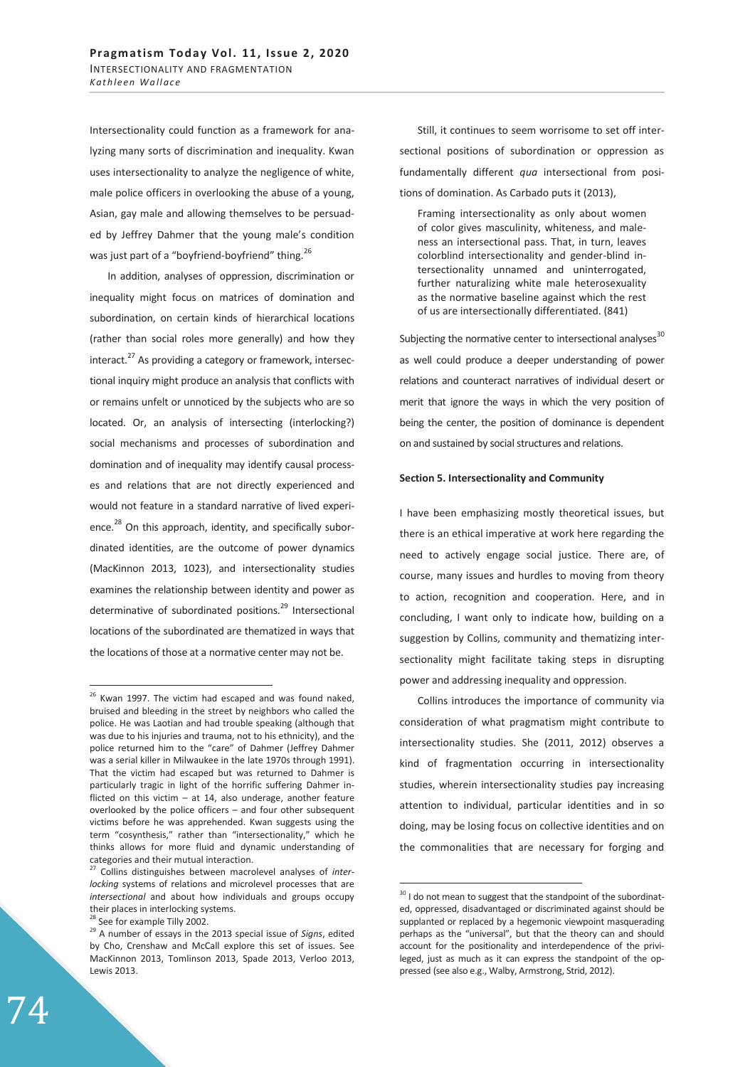Intersectionality could function as a framework for analyzing many sorts of discrimination and inequality. Kwan uses intersectionality to analyze the negligence of white, male police officers in overlooking the abuse of a young, Asian, gay male and allowing themselves to be persuaded by Jeffrey Dahmer that the young male's condition was just part of a "boyfriend-boyfriend" thing.[26]

In addition, analyses of oppression, discrimination or inequality might focus on matrices of domination and subordination, on certain kinds of hierarchical locations (rather than social roles more generally) and how they interact.[27] As providing a category or framework, intersectional inquiry might produce an analysis that conflicts with or remains unfelt or unnoticed by the subjects who are so located. Or, an analysis of intersecting (interlocking?) social mechanisms and processes of subordination and domination and of inequality may identify causal processes and relations that are not directly experienced and would not feature in a standard narrative of lived experience.[28] On this approach, identity, and specifically subordinated identities, are the outcome of power dynamics (MacKinnon 2013, 1023), and intersectionality studies examines the relationship between identity and power as determinative of subordinated positions.[29] Intersectional locations of the subordinated are thematized in ways that the locations of those at a normative center may not be.

Still, it continues to seem worrisome to set off intersectional positions of subordination or oppression as fundamentally different *qua* intersectional from positions of domination. As Carbado puts it (2013),

> Framing intersectionality as only about women of color gives masculinity, whiteness, and maleness an intersectional pass. That, in turn, leaves colorblind intersectionality and gender-blind intersectionality unnamed and uninterrogated, further naturalizing white male heterosexuality as the normative baseline against which the rest of us are intersectionally differentiated. (841)

Subjecting the normative center to intersectional analyses[30] as well could produce a deeper understanding of power relations and counteract narratives of individual desert or merit that ignore the ways in which the very position of being the center, the position of dominance is dependent on and sustained by social structures and relations.

**Section 5. Intersectionality and Community**

I have been emphasizing mostly theoretical issues, but there is an ethical imperative at work here regarding the need to actively engage social justice. There are, of course, many issues and hurdles to moving from theory to action, recognition and cooperation. Here, and in concluding, I want only to indicate how, building on a suggestion by Collins, community and thematizing intersectionality might facilitate taking steps in disrupting power and addressing inequality and oppression.

Collins introduces the importance of community via consideration of what pragmatism might contribute to intersectionality studies. She (2011, 2012) observes a kind of fragmentation occurring in intersectionality studies, wherein intersectionality studies pay increasing attention to individual, particular identities and in so doing, may be losing focus on collective identities and on the commonalities that are necessary for forging and

---

[26] Kwan 1997. The victim had escaped and was found naked, bruised and bleeding in the street by neighbors who called the police. He was Laotian and had trouble speaking (although that was due to his injuries and trauma, not to his ethnicity), and the police returned him to the "care" of Dahmer (Jeffrey Dahmer was a serial killer in Milwaukee in the late 1970s through 1991). That the victim had escaped but was returned to Dahmer is particularly tragic in light of the horrific suffering Dahmer inflicted on this victim – at 14, also underage, another feature overlooked by the police officers – and four other subsequent victims before he was apprehended. Kwan suggests using the term "cosynthesis," rather than "intersectionality," which he thinks allows for more fluid and dynamic understanding of categories and their mutual interaction.

[27] Collins distinguishes between macrolevel analyses of *interlocking* systems of relations and microlevel processes that are *intersectional* and about how individuals and groups occupy their places in interlocking systems.

[28] See for example Tilly 2002.

[29] A number of essays in the 2013 special issue of *Signs*, edited by Cho, Crenshaw and McCall explore this set of issues. See MacKinnon 2013, Tomlinson 2013, Spade 2013, Verloo 2013, Lewis 2013.

[30] I do not mean to suggest that the standpoint of the subordinated, oppressed, disadvantaged or discriminated against should be supplanted or replaced by a hegemonic viewpoint masquerading perhaps as the "universal", but that the theory can and should account for the positionality and interdependence of the privileged, just as much as it can express the standpoint of the oppressed (see also e.g., Walby, Armstrong, Strid, 2012).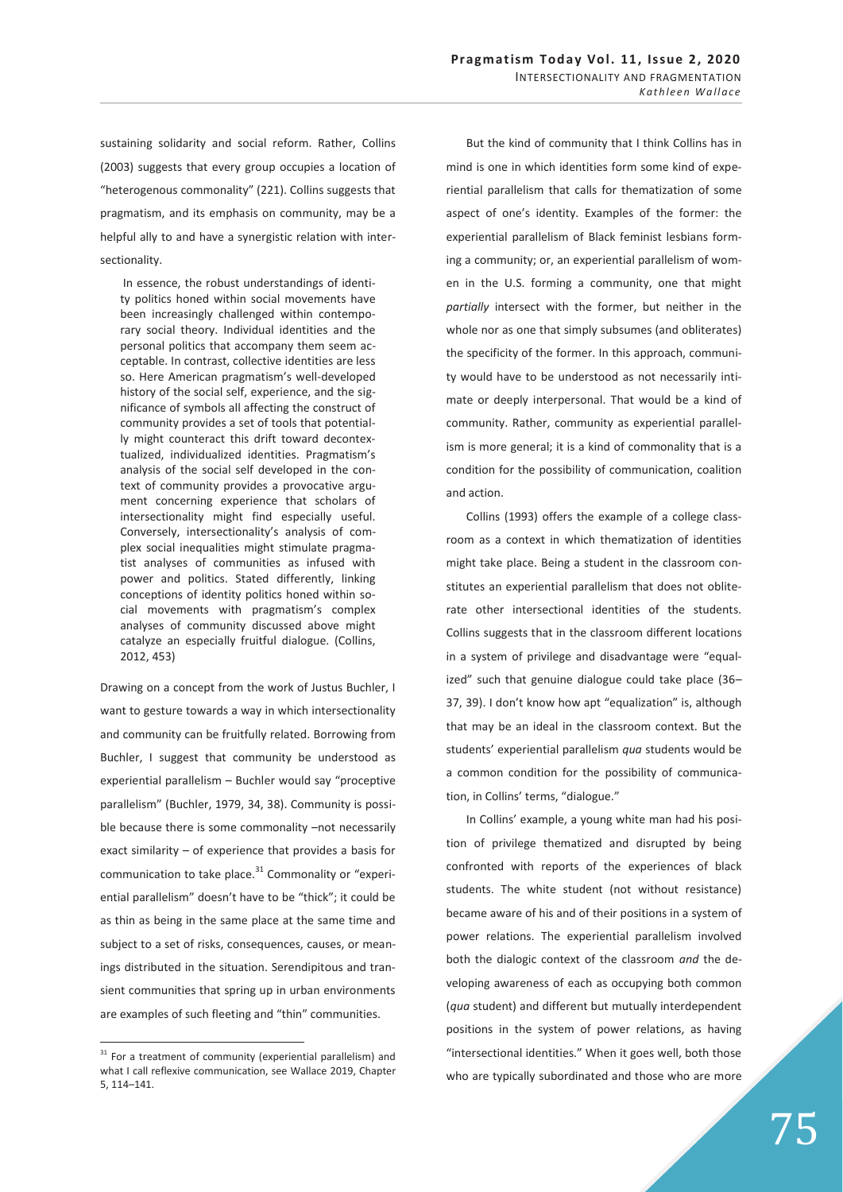sustaining solidarity and social reform. Rather, Collins (2003) suggests that every group occupies a location of "heterogenous commonality" (221). Collins suggests that pragmatism, and its emphasis on community, may be a helpful ally to and have a synergistic relation with intersectionality.

> In essence, the robust understandings of identity politics honed within social movements have been increasingly challenged within contemporary social theory. Individual identities and the personal politics that accompany them seem acceptable. In contrast, collective identities are less so. Here American pragmatism's well-developed history of the social self, experience, and the significance of symbols all affecting the construct of community provides a set of tools that potentially might counteract this drift toward decontextualized, individualized identities. Pragmatism's analysis of the social self developed in the context of community provides a provocative argument concerning experience that scholars of intersectionality might find especially useful. Conversely, intersectionality's analysis of complex social inequalities might stimulate pragmatist analyses of communities as infused with power and politics. Stated differently, linking conceptions of identity politics honed within social movements with pragmatism's complex analyses of community discussed above might catalyze an especially fruitful dialogue. (Collins, 2012, 453)

Drawing on a concept from the work of Justus Buchler, I want to gesture towards a way in which intersectionality and community can be fruitfully related. Borrowing from Buchler, I suggest that community be understood as experiential parallelism – Buchler would say "proceptive parallelism" (Buchler, 1979, 34, 38). Community is possible because there is some commonality –not necessarily exact similarity – of experience that provides a basis for communication to take place.[31] Commonality or "experiential parallelism" doesn't have to be "thick"; it could be as thin as being in the same place at the same time and subject to a set of risks, consequences, causes, or meanings distributed in the situation. Serendipitous and transient communities that spring up in urban environments are examples of such fleeting and "thin" communities.

But the kind of community that I think Collins has in mind is one in which identities form some kind of experiential parallelism that calls for thematization of some aspect of one's identity. Examples of the former: the experiential parallelism of Black feminist lesbians forming a community; or, an experiential parallelism of women in the U.S. forming a community, one that might *partially* intersect with the former, but neither in the whole nor as one that simply subsumes (and obliterates) the specificity of the former. In this approach, community would have to be understood as not necessarily intimate or deeply interpersonal. That would be a kind of community. Rather, community as experiential parallelism is more general; it is a kind of commonality that is a condition for the possibility of communication, coalition and action.

Collins (1993) offers the example of a college classroom as a context in which thematization of identities might take place. Being a student in the classroom constitutes an experiential parallelism that does not obliterate other intersectional identities of the students. Collins suggests that in the classroom different locations in a system of privilege and disadvantage were "equalized" such that genuine dialogue could take place (36–37, 39). I don't know how apt "equalization" is, although that may be an ideal in the classroom context. But the students' experiential parallelism *qua* students would be a common condition for the possibility of communication, in Collins' terms, "dialogue."

In Collins' example, a young white man had his position of privilege thematized and disrupted by being confronted with reports of the experiences of black students. The white student (not without resistance) became aware of his and of their positions in a system of power relations. The experiential parallelism involved both the dialogic context of the classroom *and* the developing awareness of each as occupying both common (*qua* student) and different but mutually interdependent positions in the system of power relations, as having "intersectional identities." When it goes well, both those who are typically subordinated and those who are more

[31] For a treatment of community (experiential parallelism) and what I call reflexive communication, see Wallace 2019, Chapter 5, 114–141.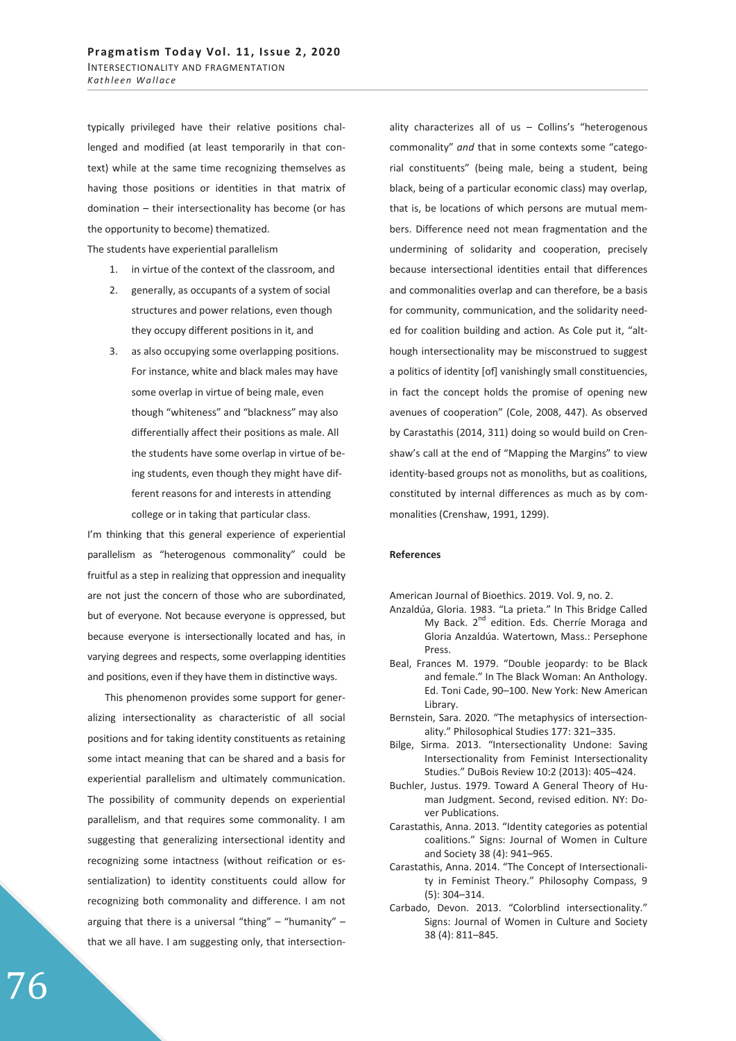typically privileged have their relative positions challenged and modified (at least temporarily in that context) while at the same time recognizing themselves as having those positions or identities in that matrix of domination – their intersectionality has become (or has the opportunity to become) thematized.

The students have experiential parallelism

1. in virtue of the context of the classroom, and
2. generally, as occupants of a system of social structures and power relations, even though they occupy different positions in it, and
3. as also occupying some overlapping positions. For instance, white and black males may have some overlap in virtue of being male, even though "whiteness" and "blackness" may also differentially affect their positions as male. All the students have some overlap in virtue of being students, even though they might have different reasons for and interests in attending college or in taking that particular class.

I'm thinking that this general experience of experiential parallelism as "heterogenous commonality" could be fruitful as a step in realizing that oppression and inequality are not just the concern of those who are subordinated, but of everyone. Not because everyone is oppressed, but because everyone is intersectionally located and has, in varying degrees and respects, some overlapping identities and positions, even if they have them in distinctive ways.

This phenomenon provides some support for generalizing intersectionality as characteristic of all social positions and for taking identity constituents as retaining some intact meaning that can be shared and a basis for experiential parallelism and ultimately communication. The possibility of community depends on experiential parallelism, and that requires some commonality. I am suggesting that generalizing intersectional identity and recognizing some intactness (without reification or essentialization) to identity constituents could allow for recognizing both commonality and difference. I am not arguing that there is a universal "thing" – "humanity" – that we all have. I am suggesting only, that intersectionality characterizes all of us – Collins's "heterogenous commonality" *and* that in some contexts some "categorial constituents" (being male, being a student, being black, being of a particular economic class) may overlap, that is, be locations of which persons are mutual members. Difference need not mean fragmentation and the undermining of solidarity and cooperation, precisely because intersectional identities entail that differences and commonalities overlap and can therefore, be a basis for community, communication, and the solidarity needed for coalition building and action. As Cole put it, "although intersectionality may be misconstrued to suggest a politics of identity [of] vanishingly small constituencies, in fact the concept holds the promise of opening new avenues of cooperation" (Cole, 2008, 447). As observed by Carastathis (2014, 311) doing so would build on Crenshaw's call at the end of "Mapping the Margins" to view identity-based groups not as monoliths, but as coalitions, constituted by internal differences as much as by commonalities (Crenshaw, 1991, 1299).

## References

American Journal of Bioethics. 2019. Vol. 9, no. 2.

Anzaldúa, Gloria. 1983. "La prieta." In This Bridge Called My Back. 2nd edition. Eds. Cherríe Moraga and Gloria Anzaldúa. Watertown, Mass.: Persephone Press.

Beal, Frances M. 1979. "Double jeopardy: to be Black and female." In The Black Woman: An Anthology. Ed. Toni Cade, 90–100. New York: New American Library.

Bernstein, Sara. 2020. "The metaphysics of intersectionality." Philosophical Studies 177: 321–335.

Bilge, Sirma. 2013. "Intersectionality Undone: Saving Intersectionality from Feminist Intersectionality Studies." DuBois Review 10:2 (2013): 405–424.

Buchler, Justus. 1979. Toward A General Theory of Human Judgment. Second, revised edition. NY: Dover Publications.

Carastathis, Anna. 2013. "Identity categories as potential coalitions." Signs: Journal of Women in Culture and Society 38 (4): 941–965.

Carastathis, Anna. 2014. "The Concept of Intersectionality in Feminist Theory." Philosophy Compass, 9 (5): 304–314.

Carbado, Devon. 2013. "Colorblind intersectionality." Signs: Journal of Women in Culture and Society 38 (4): 811–845.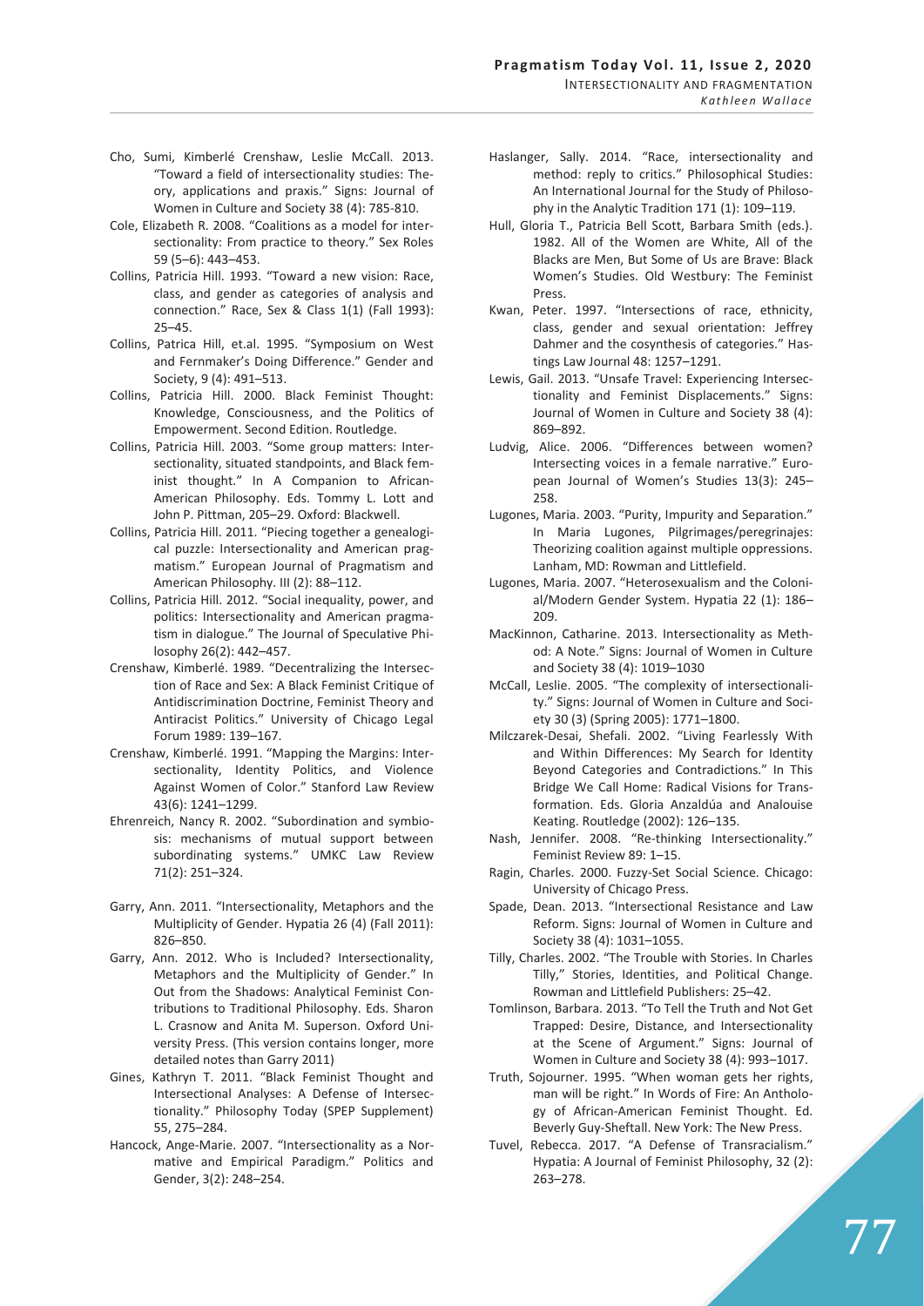Cho, Sumi, Kimberlé Crenshaw, Leslie McCall. 2013. "Toward a field of intersectionality studies: Theory, applications and praxis." Signs: Journal of Women in Culture and Society 38 (4): 785-810.

Cole, Elizabeth R. 2008. "Coalitions as a model for intersectionality: From practice to theory." Sex Roles 59 (5–6): 443–453.

Collins, Patricia Hill. 1993. "Toward a new vision: Race, class, and gender as categories of analysis and connection." Race, Sex & Class 1(1) (Fall 1993): 25–45.

Collins, Patrica Hill, et.al. 1995. "Symposium on West and Fernmaker's Doing Difference." Gender and Society, 9 (4): 491–513.

Collins, Patricia Hill. 2000. Black Feminist Thought: Knowledge, Consciousness, and the Politics of Empowerment. Second Edition. Routledge.

Collins, Patricia Hill. 2003. "Some group matters: Intersectionality, situated standpoints, and Black feminist thought." In A Companion to African-American Philosophy. Eds. Tommy L. Lott and John P. Pittman, 205–29. Oxford: Blackwell.

Collins, Patricia Hill. 2011. "Piecing together a genealogical puzzle: Intersectionality and American pragmatism." European Journal of Pragmatism and American Philosophy. III (2): 88–112.

Collins, Patricia Hill. 2012. "Social inequality, power, and politics: Intersectionality and American pragmatism in dialogue." The Journal of Speculative Philosophy 26(2): 442–457.

Crenshaw, Kimberlé. 1989. "Decentralizing the Intersection of Race and Sex: A Black Feminist Critique of Antidiscrimination Doctrine, Feminist Theory and Antiracist Politics." University of Chicago Legal Forum 1989: 139–167.

Crenshaw, Kimberlé. 1991. "Mapping the Margins: Intersectionality, Identity Politics, and Violence Against Women of Color." Stanford Law Review 43(6): 1241–1299.

Ehrenreich, Nancy R. 2002. "Subordination and symbiosis: mechanisms of mutual support between subordinating systems." UMKC Law Review 71(2): 251–324.

Garry, Ann. 2011. "Intersectionality, Metaphors and the Multiplicity of Gender. Hypatia 26 (4) (Fall 2011): 826–850.

Garry, Ann. 2012. Who is Included? Intersectionality, Metaphors and the Multiplicity of Gender." In Out from the Shadows: Analytical Feminist Contributions to Traditional Philosophy. Eds. Sharon L. Crasnow and Anita M. Superson. Oxford University Press. (This version contains longer, more detailed notes than Garry 2011)

Gines, Kathryn T. 2011. "Black Feminist Thought and Intersectional Analyses: A Defense of Intersectionality." Philosophy Today (SPEP Supplement) 55, 275–284.

Hancock, Ange-Marie. 2007. "Intersectionality as a Normative and Empirical Paradigm." Politics and Gender, 3(2): 248–254.

Haslanger, Sally. 2014. "Race, intersectionality and method: reply to critics." Philosophical Studies: An International Journal for the Study of Philosophy in the Analytic Tradition 171 (1): 109–119.

Hull, Gloria T., Patricia Bell Scott, Barbara Smith (eds.). 1982. All of the Women are White, All of the Blacks are Men, But Some of Us are Brave: Black Women's Studies. Old Westbury: The Feminist Press.

Kwan, Peter. 1997. "Intersections of race, ethnicity, class, gender and sexual orientation: Jeffrey Dahmer and the cosynthesis of categories." Hastings Law Journal 48: 1257–1291.

Lewis, Gail. 2013. "Unsafe Travel: Experiencing Intersectionality and Feminist Displacements." Signs: Journal of Women in Culture and Society 38 (4): 869–892.

Ludvig, Alice. 2006. "Differences between women? Intersecting voices in a female narrative." European Journal of Women's Studies 13(3): 245–258.

Lugones, Maria. 2003. "Purity, Impurity and Separation." In Maria Lugones, Pilgrimages/peregrinajes: Theorizing coalition against multiple oppressions. Lanham, MD: Rowman and Littlefield.

Lugones, Maria. 2007. "Heterosexualism and the Colonial/Modern Gender System. Hypatia 22 (1): 186–209.

MacKinnon, Catharine. 2013. Intersectionality as Method: A Note." Signs: Journal of Women in Culture and Society 38 (4): 1019–1030

McCall, Leslie. 2005. "The complexity of intersectionality." Signs: Journal of Women in Culture and Society 30 (3) (Spring 2005): 1771–1800.

Milczarek-Desai, Shefali. 2002. "Living Fearlessly With and Within Differences: My Search for Identity Beyond Categories and Contradictions." In This Bridge We Call Home: Radical Visions for Transformation. Eds. Gloria Anzaldúa and Analouise Keating. Routledge (2002): 126–135.

Nash, Jennifer. 2008. "Re-thinking Intersectionality." Feminist Review 89: 1–15.

Ragin, Charles. 2000. Fuzzy-Set Social Science. Chicago: University of Chicago Press.

Spade, Dean. 2013. "Intersectional Resistance and Law Reform. Signs: Journal of Women in Culture and Society 38 (4): 1031–1055.

Tilly, Charles. 2002. "The Trouble with Stories. In Charles Tilly," Stories, Identities, and Political Change. Rowman and Littlefield Publishers: 25–42.

Tomlinson, Barbara. 2013. "To Tell the Truth and Not Get Trapped: Desire, Distance, and Intersectionality at the Scene of Argument." Signs: Journal of Women in Culture and Society 38 (4): 993–1017.

Truth, Sojourner. 1995. "When woman gets her rights, man will be right." In Words of Fire: An Anthology of African-American Feminist Thought. Ed. Beverly Guy-Sheftall. New York: The New Press.

Tuvel, Rebecca. 2017. "A Defense of Transracialism." Hypatia: A Journal of Feminist Philosophy, 32 (2): 263–278.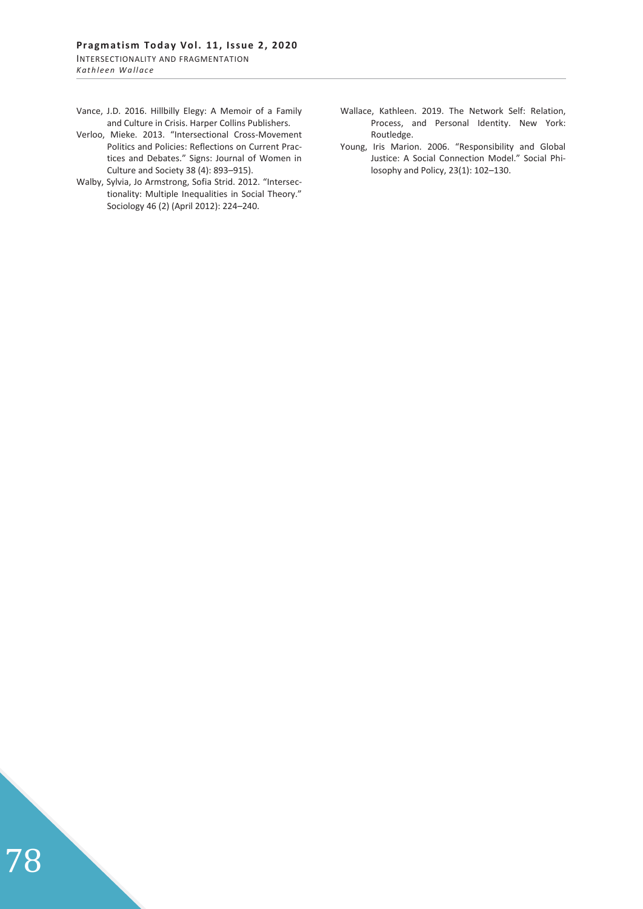Vance, J.D. 2016. Hillbilly Elegy: A Memoir of a Family and Culture in Crisis. Harper Collins Publishers.

Verloo, Mieke. 2013. "Intersectional Cross-Movement Politics and Policies: Reflections on Current Practices and Debates." Signs: Journal of Women in Culture and Society 38 (4): 893–915).

Walby, Sylvia, Jo Armstrong, Sofia Strid. 2012. "Intersectionality: Multiple Inequalities in Social Theory." Sociology 46 (2) (April 2012): 224–240.

Wallace, Kathleen. 2019. The Network Self: Relation, Process, and Personal Identity. New York: Routledge.

Young, Iris Marion. 2006. "Responsibility and Global Justice: A Social Connection Model." Social Philosophy and Policy, 23(1): 102–130.